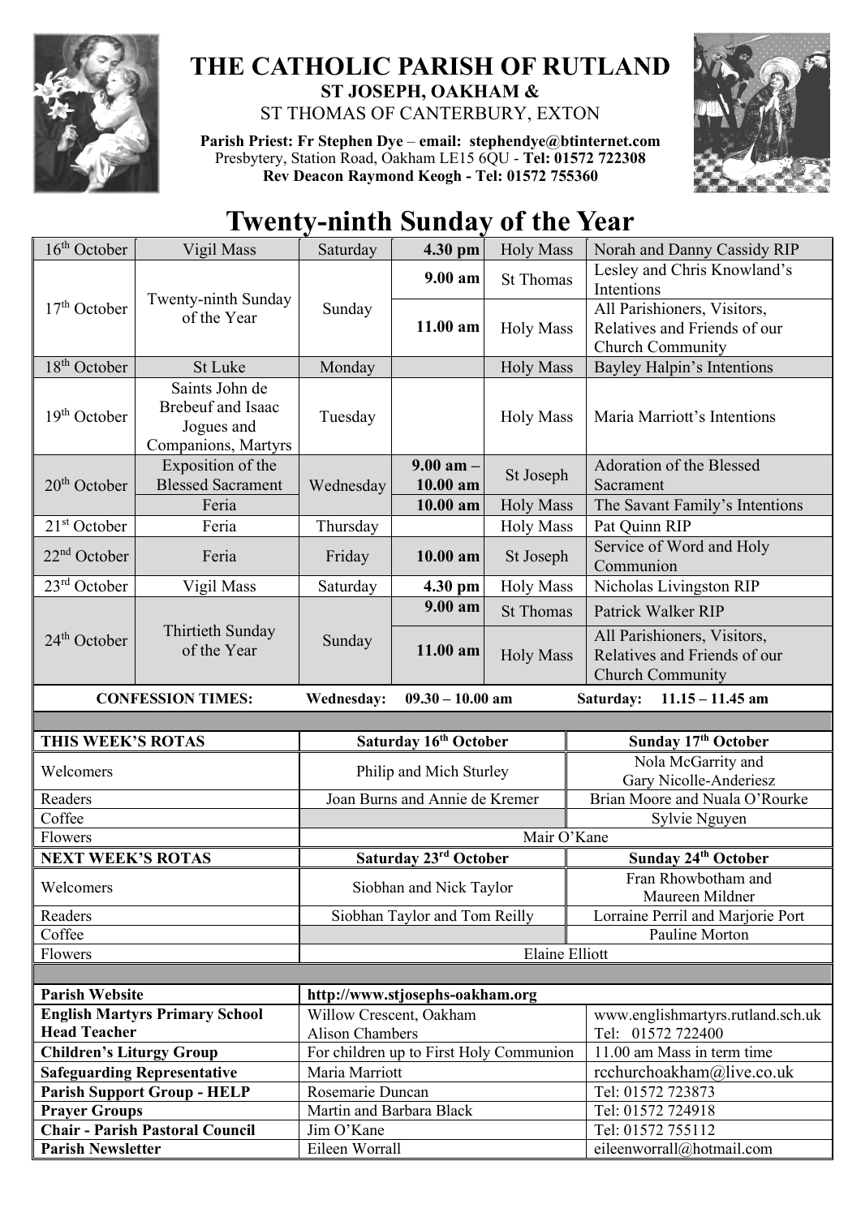# THE CATHOLIC PARISH OF RUTLAND

**ST JOSEPH, OAKHAM &**

ST THOMAS OF CANTERBURY, EXTON

**Parish Priest: Fr Stephen Dye – email: stephendye@btinternet.com**
Presbytery, Station Road, Oakham LE15 6QU - **Tel: 01572 722308**
**Rev Deacon Raymond Keogh - Tel: 01572 755360**

## Twenty-ninth Sunday of the Year

| Date | Occasion | Day | Time | Service | Intention |
|---|---|---|---|---|---|
| 16th October | Vigil Mass | Saturday | **4.30 pm** | Holy Mass | Norah and Danny Cassidy RIP |
| 17th October | Twenty-ninth Sunday of the Year | Sunday | **9.00 am** | St Thomas | Lesley and Chris Knowland's Intentions |
| | | | **11.00 am** | Holy Mass | All Parishioners, Visitors, Relatives and Friends of our Church Community |
| 18th October | St Luke | Monday | | Holy Mass | Bayley Halpin's Intentions |
| 19th October | Saints John de Brebeuf and Isaac Jogues and Companions, Martyrs | Tuesday | | Holy Mass | Maria Marriott's Intentions |
| 20th October | Exposition of the Blessed Sacrament | Wednesday | **9.00 am – 10.00 am** | St Joseph | Adoration of the Blessed Sacrament |
| | Feria | | **10.00 am** | Holy Mass | The Savant Family's Intentions |
| 21st October | Feria | Thursday | | Holy Mass | Pat Quinn RIP |
| 22nd October | Feria | Friday | **10.00 am** | St Joseph | Service of Word and Holy Communion |
| 23rd October | Vigil Mass | Saturday | **4.30 pm** | Holy Mass | Nicholas Livingston RIP |
| 24th October | Thirtieth Sunday of the Year | Sunday | **9.00 am** | St Thomas | Patrick Walker RIP |
| | | | **11.00 am** | Holy Mass | All Parishioners, Visitors, Relatives and Friends of our Church Community |

**CONFESSION TIMES:** **Wednesday: 09.30 – 10.00 am** **Saturday: 11.15 – 11.45 am**

| **THIS WEEK'S ROTAS** | **Saturday 16th October** | **Sunday 17th October** |
|---|---|---|
| Welcomers | Philip and Mich Sturley | Nola McGarrity and Gary Nicolle-Anderiesz |
| Readers | Joan Burns and Annie de Kremer | Brian Moore and Nuala O'Rourke |
| Coffee | | Sylvie Nguyen |
| Flowers | Mair O'Kane | |
| **NEXT WEEK'S ROTAS** | **Saturday 23rd October** | **Sunday 24th October** |
| Welcomers | Siobhan and Nick Taylor | Fran Rhowbotham and Maureen Mildner |
| Readers | Siobhan Taylor and Tom Reilly | Lorraine Perril and Marjorie Port |
| Coffee | | Pauline Morton |
| Flowers | Elaine Elliott | |

| | | |
|---|---|---|
| **Parish Website** | http://www.stjosephs-oakham.org | |
| **English Martyrs Primary School Head Teacher** | Willow Crescent, Oakham Alison Chambers | www.englishmartyrs.rutland.sch.uk Tel: 01572 722400 |
| **Children's Liturgy Group** | For children up to First Holy Communion | 11.00 am Mass in term time |
| **Safeguarding Representative** | Maria Marriott | rcchurchoakham@live.co.uk |
| **Parish Support Group - HELP** | Rosemarie Duncan | Tel: 01572 723873 |
| **Prayer Groups** | Martin and Barbara Black | Tel: 01572 724918 |
| **Chair - Parish Pastoral Council** | Jim O'Kane | Tel: 01572 755112 |
| **Parish Newsletter** | Eileen Worrall | eileenworrall@hotmail.com |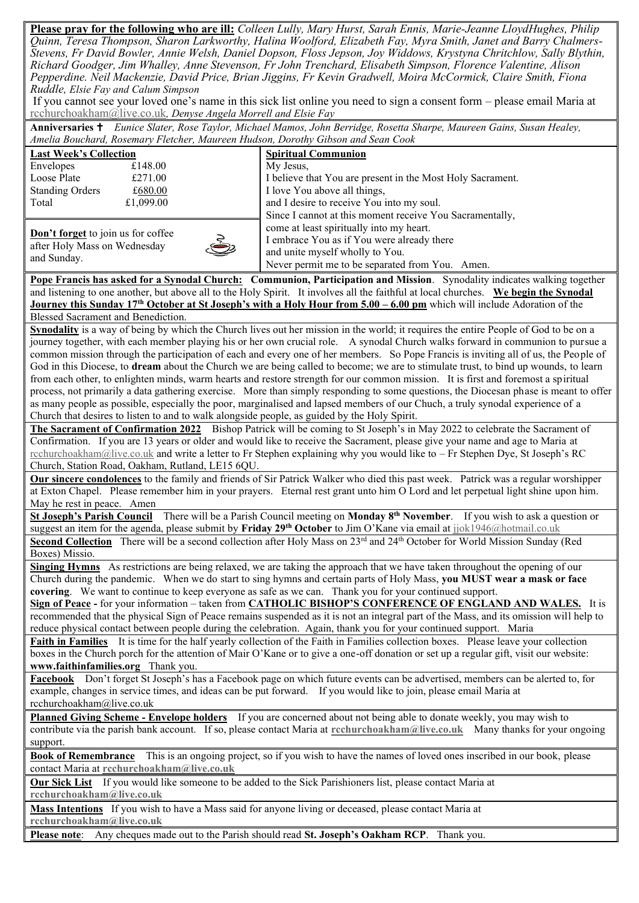**Please pray for the following who are ill:** *Colleen Lully, Mary Hurst, Sarah Ennis, Marie-Jeanne LloydHughes, Philip Quinn, Teresa Thompson, Sharon Larkworthy, Halina Woolford, Elizabeth Fay, Myra Smith, Janet and Barry Chalmers-Stevens, Fr David Bowler, Annie Welsh, Daniel Dopson, Floss Jepson, Joy Widdows, Krystyna Chritchlow, Sally Blythin, Richard Goodger, Jim Whalley, Anne Stevenson, Fr John Trenchard, Elisabeth Simpson, Florence Valentine, Alison Pepperdine. Neil Mackenzie, David Price, Brian Jiggins, Fr Kevin Gradwell, Moira McCormick, Claire Smith, Fiona Ruddle, Elsie Fay and Calum Simpson*

If you cannot see your loved one's name in this sick list online you need to sign a consent form – please email Maria at rcchurchoakham@live.co.uk*, Denyse Angela Morrell and Elsie Fay*

**Anniversaries ✝** *Eunice Slater, Rose Taylor, Michael Mamos, John Berridge, Rosetta Sharpe, Maureen Gains, Susan Healey, Amelia Bouchard, Rosemary Fletcher, Maureen Hudson, Dorothy Gibson and Sean Cook*

**Last Week's Collection**

| | |
|---|---|
| Envelopes | £148.00 |
| Loose Plate | £271.00 |
| Standing Orders | £680.00 |
| Total | £1,099.00 |

**Don't forget** to join us for coffee after Holy Mass on Wednesday and Sunday.

**Spiritual Communion**

My Jesus,
I believe that You are present in the Most Holy Sacrament.
I love You above all things,
and I desire to receive You into my soul.
Since I cannot at this moment receive You Sacramentally,
come at least spiritually into my heart.
I embrace You as if You were already there
and unite myself wholly to You.
Never permit me to be separated from You. Amen.

**Pope Francis has asked for a Synodal Church: Communion, Participation and Mission**. Synodality indicates walking together and listening to one another, but above all to the Holy Spirit. It involves all the faithful at local churches. **We begin the Synodal Journey this Sunday 17th October at St Joseph's with a Holy Hour from 5.00 – 6.00 pm** which will include Adoration of the Blessed Sacrament and Benediction.

**Synodality** is a way of being by which the Church lives out her mission in the world; it requires the entire People of God to be on a journey together, with each member playing his or her own crucial role. A synodal Church walks forward in communion to pursue a common mission through the participation of each and every one of her members. So Pope Francis is inviting all of us, the People of God in this Diocese, to **dream** about the Church we are being called to become; we are to stimulate trust, to bind up wounds, to learn from each other, to enlighten minds, warm hearts and restore strength for our common mission. It is first and foremost a spiritual process, not primarily a data gathering exercise. More than simply responding to some questions, the Diocesan phase is meant to offer as many people as possible, especially the poor, marginalised and lapsed members of our Chuch, a truly synodal experience of a Church that desires to listen to and to walk alongside people, as guided by the Holy Spirit.

**The Sacrament of Confirmation 2022** Bishop Patrick will be coming to St Joseph's in May 2022 to celebrate the Sacrament of Confirmation. If you are 13 years or older and would like to receive the Sacrament, please give your name and age to Maria at rcchurchoakham@live.co.uk and write a letter to Fr Stephen explaining why you would like to – Fr Stephen Dye, St Joseph's RC Church, Station Road, Oakham, Rutland, LE15 6QU.

**Our sincere condolences** to the family and friends of Sir Patrick Walker who died this past week. Patrick was a regular worshipper at Exton Chapel. Please remember him in your prayers. Eternal rest grant unto him O Lord and let perpetual light shine upon him. May he rest in peace. Amen

**St Joseph's Parish Council** There will be a Parish Council meeting on **Monday 8th November**. If you wish to ask a question or suggest an item for the agenda, please submit by **Friday 29th October** to Jim O'Kane via email at jjok1946@hotmail.co.uk

**Second Collection** There will be a second collection after Holy Mass on 23rd and 24th October for World Mission Sunday (Red Boxes) Missio.

**Singing Hymns** As restrictions are being relaxed, we are taking the approach that we have taken throughout the opening of our Church during the pandemic. When we do start to sing hymns and certain parts of Holy Mass, **you MUST wear a mask or face covering**. We want to continue to keep everyone as safe as we can. Thank you for your continued support.

**Sign of Peace -** for your information – taken from **CATHOLIC BISHOP'S CONFERENCE OF ENGLAND AND WALES.** It is recommended that the physical Sign of Peace remains suspended as it is not an integral part of the Mass, and its omission will help to reduce physical contact between people during the celebration. Again, thank you for your continued support. Maria

**Faith in Families** It is time for the half yearly collection of the Faith in Families collection boxes. Please leave your collection boxes in the Church porch for the attention of Mair O'Kane or to give a one-off donation or set up a regular gift, visit our website: **www.faithinfamilies.org** Thank you.

**Facebook** Don't forget St Joseph's has a Facebook page on which future events can be advertised, members can be alerted to, for example, changes in service times, and ideas can be put forward. If you would like to join, please email Maria at rcchurchoakham@live.co.uk

**Planned Giving Scheme - Envelope holders** If you are concerned about not being able to donate weekly, you may wish to contribute via the parish bank account. If so, please contact Maria at **rcchurchoakham@live.co.uk** Many thanks for your ongoing support.

**Book of Remembrance** This is an ongoing project, so if you wish to have the names of loved ones inscribed in our book, please contact Maria at **rcchurchoakham@live.co.uk**

**Our Sick List** If you would like someone to be added to the Sick Parishioners list, please contact Maria at **rcchurchoakham@live.co.uk**

**Mass Intentions** If you wish to have a Mass said for anyone living or deceased, please contact Maria at **rcchurchoakham@live.co.uk**

**Please note**: Any cheques made out to the Parish should read **St. Joseph's Oakham RCP**. Thank you.